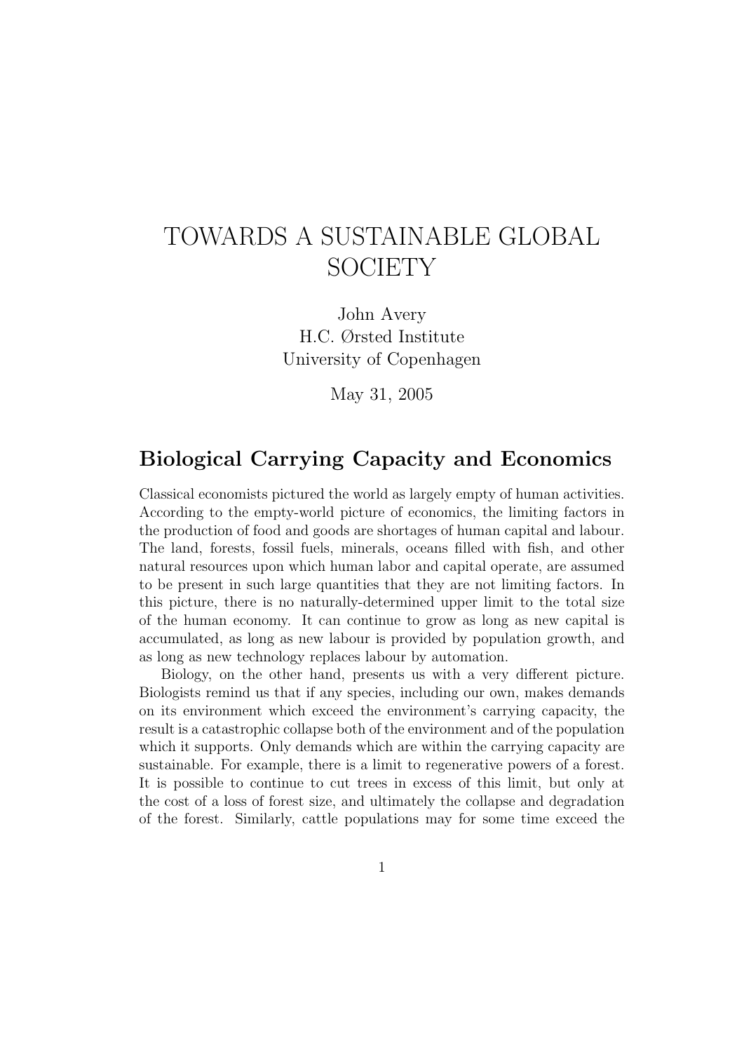# TOWARDS A SUSTAINABLE GLOBAL SOCIETY

John Avery
H.C. Ørsted Institute
University of Copenhagen

May 31, 2005

## Biological Carrying Capacity and Economics

Classical economists pictured the world as largely empty of human activities. According to the empty-world picture of economics, the limiting factors in the production of food and goods are shortages of human capital and labour. The land, forests, fossil fuels, minerals, oceans filled with fish, and other natural resources upon which human labor and capital operate, are assumed to be present in such large quantities that they are not limiting factors. In this picture, there is no naturally-determined upper limit to the total size of the human economy. It can continue to grow as long as new capital is accumulated, as long as new labour is provided by population growth, and as long as new technology replaces labour by automation.

Biology, on the other hand, presents us with a very different picture. Biologists remind us that if any species, including our own, makes demands on its environment which exceed the environment's carrying capacity, the result is a catastrophic collapse both of the environment and of the population which it supports. Only demands which are within the carrying capacity are sustainable. For example, there is a limit to regenerative powers of a forest. It is possible to continue to cut trees in excess of this limit, but only at the cost of a loss of forest size, and ultimately the collapse and degradation of the forest. Similarly, cattle populations may for some time exceed the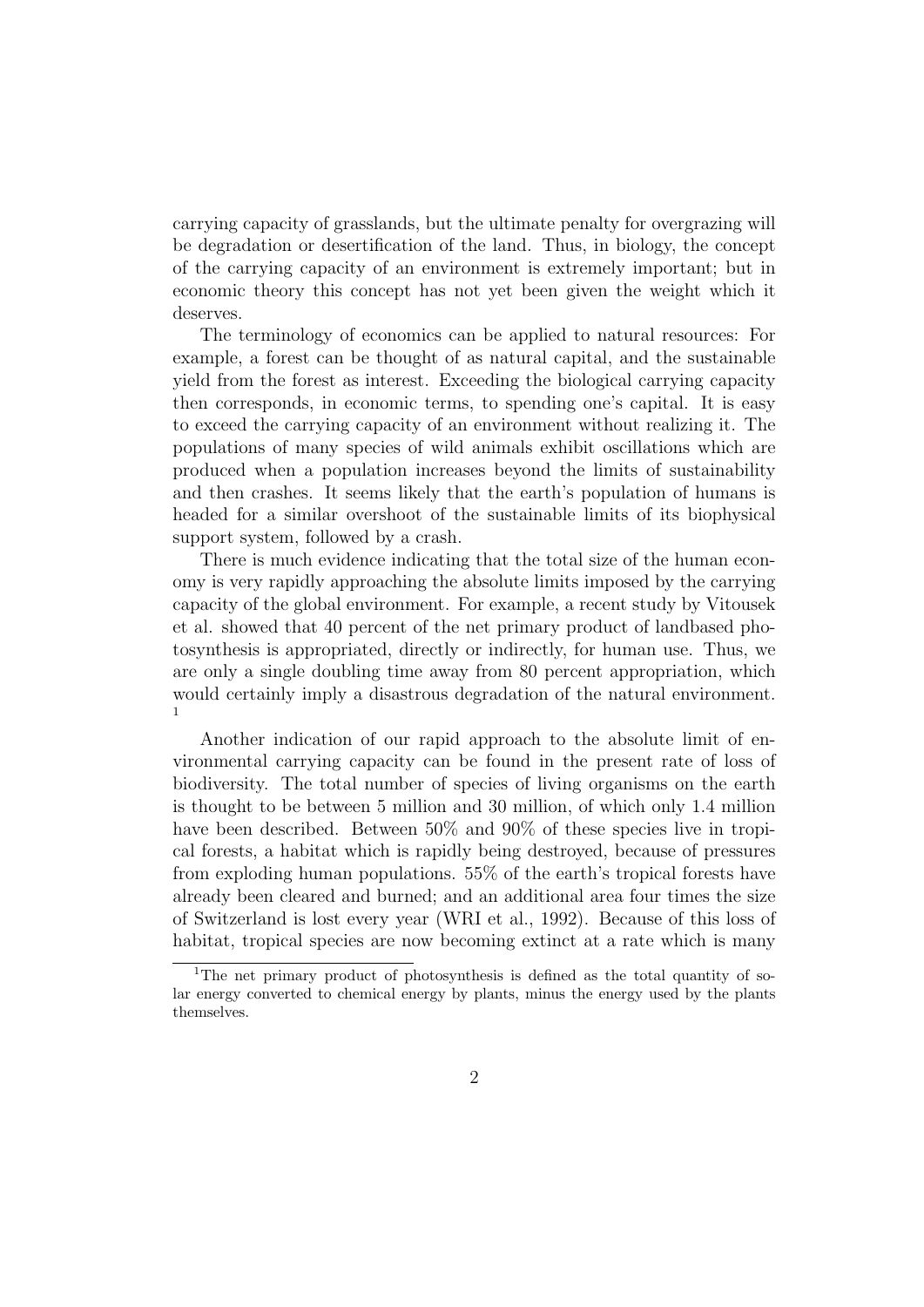carrying capacity of grasslands, but the ultimate penalty for overgrazing will be degradation or desertification of the land. Thus, in biology, the concept of the carrying capacity of an environment is extremely important; but in economic theory this concept has not yet been given the weight which it deserves.

The terminology of economics can be applied to natural resources: For example, a forest can be thought of as natural capital, and the sustainable yield from the forest as interest. Exceeding the biological carrying capacity then corresponds, in economic terms, to spending one's capital. It is easy to exceed the carrying capacity of an environment without realizing it. The populations of many species of wild animals exhibit oscillations which are produced when a population increases beyond the limits of sustainability and then crashes. It seems likely that the earth's population of humans is headed for a similar overshoot of the sustainable limits of its biophysical support system, followed by a crash.

There is much evidence indicating that the total size of the human economy is very rapidly approaching the absolute limits imposed by the carrying capacity of the global environment. For example, a recent study by Vitousek et al. showed that 40 percent of the net primary product of landbased photosynthesis is appropriated, directly or indirectly, for human use. Thus, we are only a single doubling time away from 80 percent appropriation, which would certainly imply a disastrous degradation of the natural environment. [1]

Another indication of our rapid approach to the absolute limit of environmental carrying capacity can be found in the present rate of loss of biodiversity. The total number of species of living organisms on the earth is thought to be between 5 million and 30 million, of which only 1.4 million have been described. Between 50% and 90% of these species live in tropical forests, a habitat which is rapidly being destroyed, because of pressures from exploding human populations. 55% of the earth's tropical forests have already been cleared and burned; and an additional area four times the size of Switzerland is lost every year (WRI et al., 1992). Because of this loss of habitat, tropical species are now becoming extinct at a rate which is many

[1] The net primary product of photosynthesis is defined as the total quantity of solar energy converted to chemical energy by plants, minus the energy used by the plants themselves.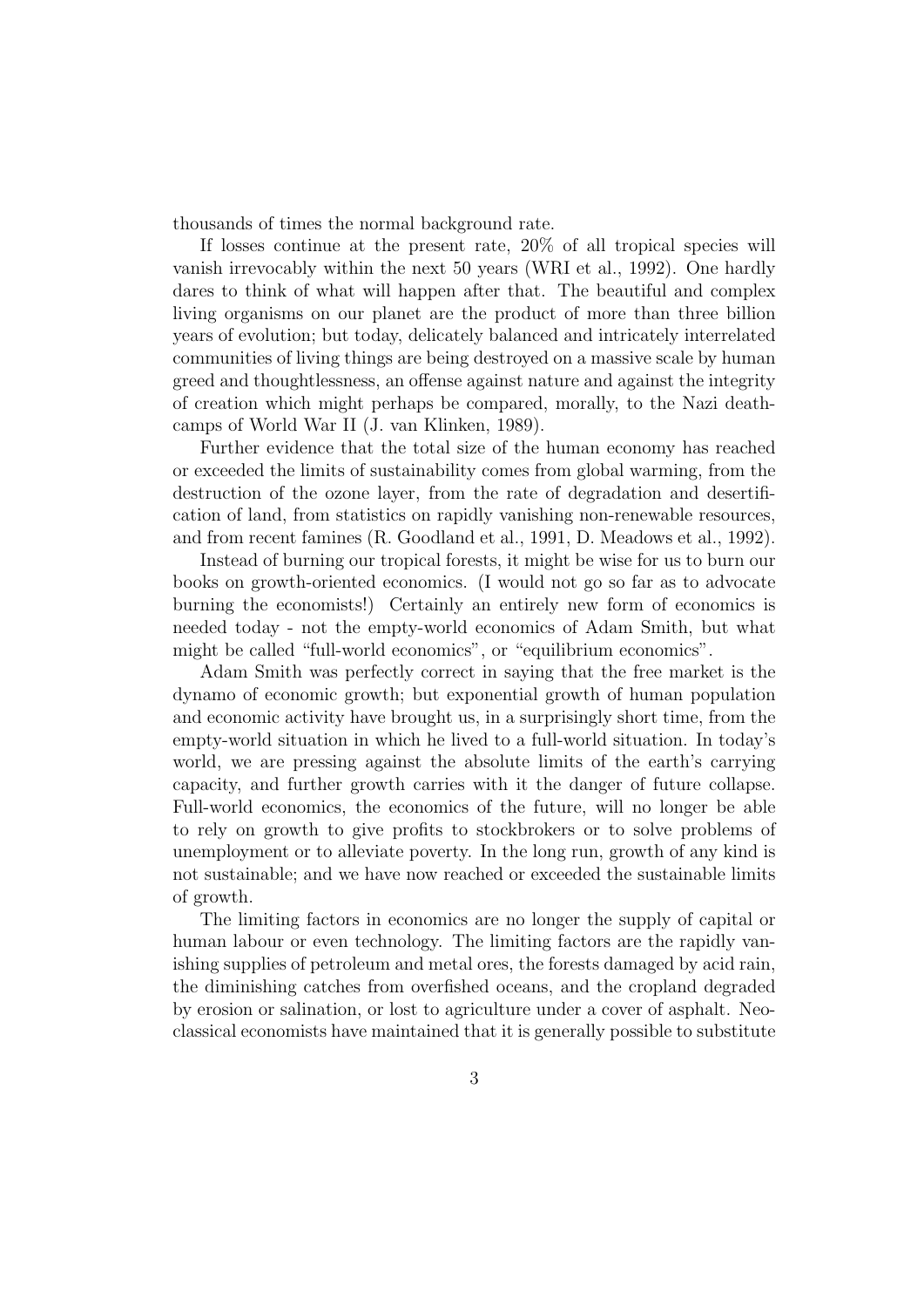thousands of times the normal background rate.

If losses continue at the present rate, 20% of all tropical species will vanish irrevocably within the next 50 years (WRI et al., 1992). One hardly dares to think of what will happen after that. The beautiful and complex living organisms on our planet are the product of more than three billion years of evolution; but today, delicately balanced and intricately interrelated communities of living things are being destroyed on a massive scale by human greed and thoughtlessness, an offense against nature and against the integrity of creation which might perhaps be compared, morally, to the Nazi death-camps of World War II (J. van Klinken, 1989).

Further evidence that the total size of the human economy has reached or exceeded the limits of sustainability comes from global warming, from the destruction of the ozone layer, from the rate of degradation and desertification of land, from statistics on rapidly vanishing non-renewable resources, and from recent famines (R. Goodland et al., 1991, D. Meadows et al., 1992).

Instead of burning our tropical forests, it might be wise for us to burn our books on growth-oriented economics. (I would not go so far as to advocate burning the economists!) Certainly an entirely new form of economics is needed today - not the empty-world economics of Adam Smith, but what might be called "full-world economics", or "equilibrium economics".

Adam Smith was perfectly correct in saying that the free market is the dynamo of economic growth; but exponential growth of human population and economic activity have brought us, in a surprisingly short time, from the empty-world situation in which he lived to a full-world situation. In today's world, we are pressing against the absolute limits of the earth's carrying capacity, and further growth carries with it the danger of future collapse. Full-world economics, the economics of the future, will no longer be able to rely on growth to give profits to stockbrokers or to solve problems of unemployment or to alleviate poverty. In the long run, growth of any kind is not sustainable; and we have now reached or exceeded the sustainable limits of growth.

The limiting factors in economics are no longer the supply of capital or human labour or even technology. The limiting factors are the rapidly vanishing supplies of petroleum and metal ores, the forests damaged by acid rain, the diminishing catches from overfished oceans, and the cropland degraded by erosion or salination, or lost to agriculture under a cover of asphalt. Neoclassical economists have maintained that it is generally possible to substitute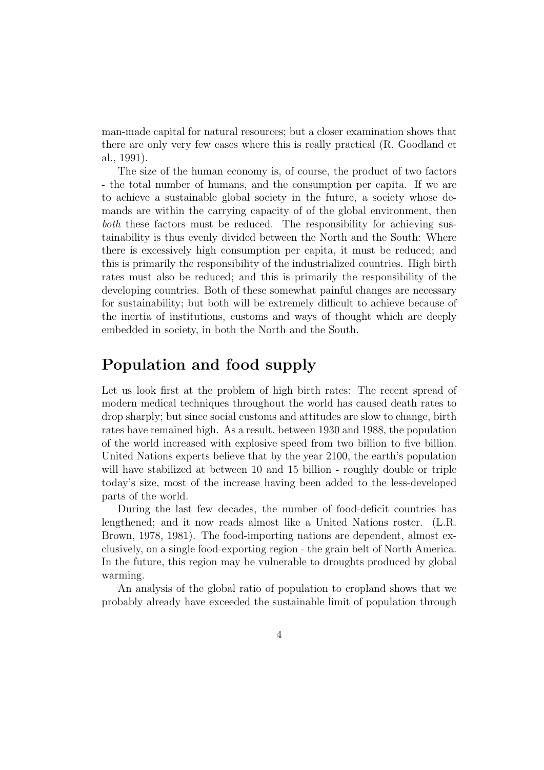man-made capital for natural resources; but a closer examination shows that there are only very few cases where this is really practical (R. Goodland et al., 1991).

The size of the human economy is, of course, the product of two factors - the total number of humans, and the consumption per capita. If we are to achieve a sustainable global society in the future, a society whose demands are within the carrying capacity of of the global environment, then *both* these factors must be reduced. The responsibility for achieving sustainability is thus evenly divided between the North and the South: Where there is excessively high consumption per capita, it must be reduced; and this is primarily the responsibility of the industrialized countries. High birth rates must also be reduced; and this is primarily the responsibility of the developing countries. Both of these somewhat painful changes are necessary for sustainability; but both will be extremely difficult to achieve because of the inertia of institutions, customs and ways of thought which are deeply embedded in society, in both the North and the South.

## Population and food supply

Let us look first at the problem of high birth rates: The recent spread of modern medical techniques throughout the world has caused death rates to drop sharply; but since social customs and attitudes are slow to change, birth rates have remained high. As a result, between 1930 and 1988, the population of the world increased with explosive speed from two billion to five billion. United Nations experts believe that by the year 2100, the earth's population will have stabilized at between 10 and 15 billion - roughly double or triple today's size, most of the increase having been added to the less-developed parts of the world.

During the last few decades, the number of food-deficit countries has lengthened; and it now reads almost like a United Nations roster. (L.R. Brown, 1978, 1981). The food-importing nations are dependent, almost exclusively, on a single food-exporting region - the grain belt of North America. In the future, this region may be vulnerable to droughts produced by global warming.

An analysis of the global ratio of population to cropland shows that we probably already have exceeded the sustainable limit of population through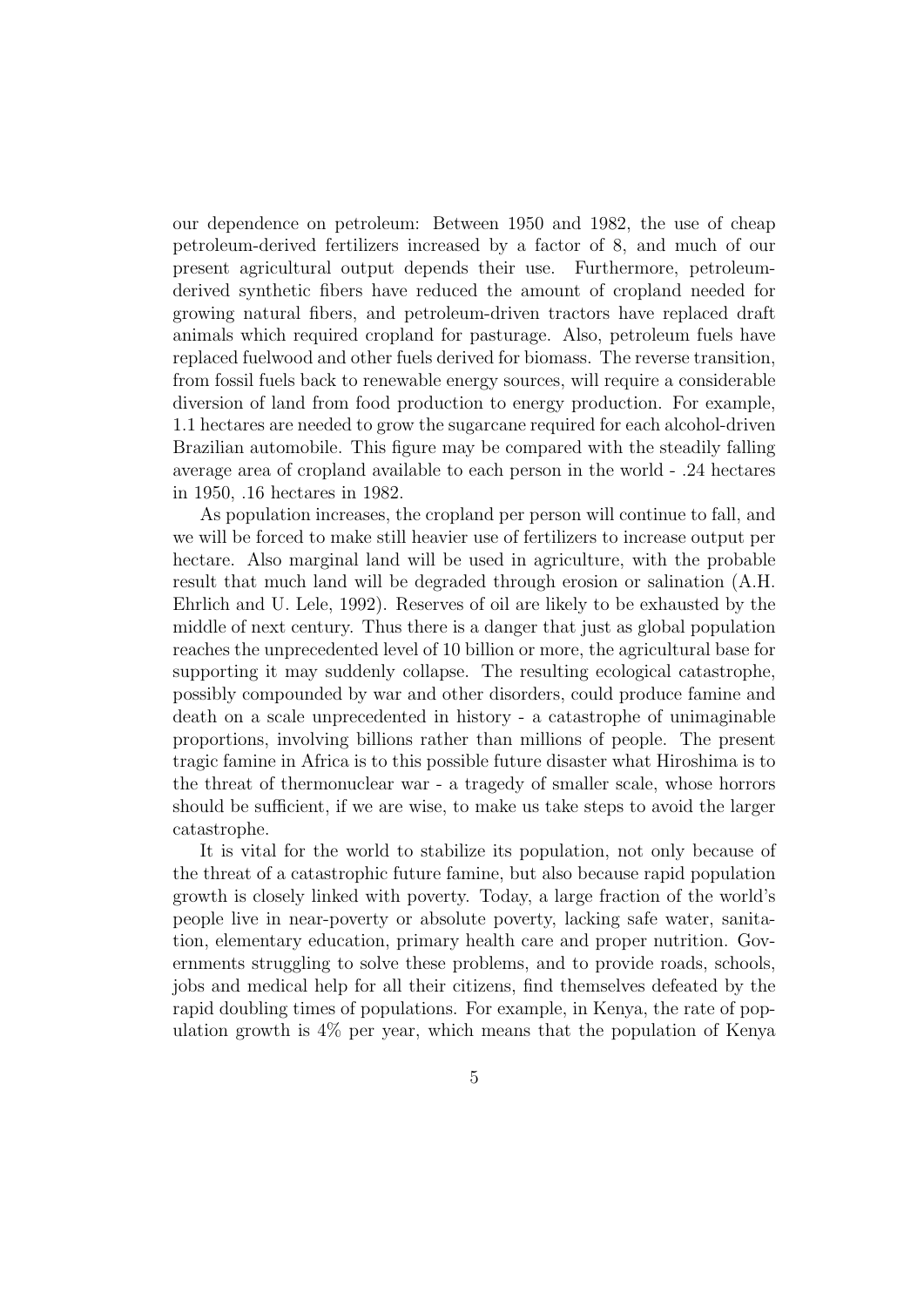our dependence on petroleum: Between 1950 and 1982, the use of cheap petroleum-derived fertilizers increased by a factor of 8, and much of our present agricultural output depends their use. Furthermore, petroleum-derived synthetic fibers have reduced the amount of cropland needed for growing natural fibers, and petroleum-driven tractors have replaced draft animals which required cropland for pasturage. Also, petroleum fuels have replaced fuelwood and other fuels derived for biomass. The reverse transition, from fossil fuels back to renewable energy sources, will require a considerable diversion of land from food production to energy production. For example, 1.1 hectares are needed to grow the sugarcane required for each alcohol-driven Brazilian automobile. This figure may be compared with the steadily falling average area of cropland available to each person in the world - .24 hectares in 1950, .16 hectares in 1982.

As population increases, the cropland per person will continue to fall, and we will be forced to make still heavier use of fertilizers to increase output per hectare. Also marginal land will be used in agriculture, with the probable result that much land will be degraded through erosion or salination (A.H. Ehrlich and U. Lele, 1992). Reserves of oil are likely to be exhausted by the middle of next century. Thus there is a danger that just as global population reaches the unprecedented level of 10 billion or more, the agricultural base for supporting it may suddenly collapse. The resulting ecological catastrophe, possibly compounded by war and other disorders, could produce famine and death on a scale unprecedented in history - a catastrophe of unimaginable proportions, involving billions rather than millions of people. The present tragic famine in Africa is to this possible future disaster what Hiroshima is to the threat of thermonuclear war - a tragedy of smaller scale, whose horrors should be sufficient, if we are wise, to make us take steps to avoid the larger catastrophe.

It is vital for the world to stabilize its population, not only because of the threat of a catastrophic future famine, but also because rapid population growth is closely linked with poverty. Today, a large fraction of the world's people live in near-poverty or absolute poverty, lacking safe water, sanitation, elementary education, primary health care and proper nutrition. Governments struggling to solve these problems, and to provide roads, schools, jobs and medical help for all their citizens, find themselves defeated by the rapid doubling times of populations. For example, in Kenya, the rate of population growth is 4% per year, which means that the population of Kenya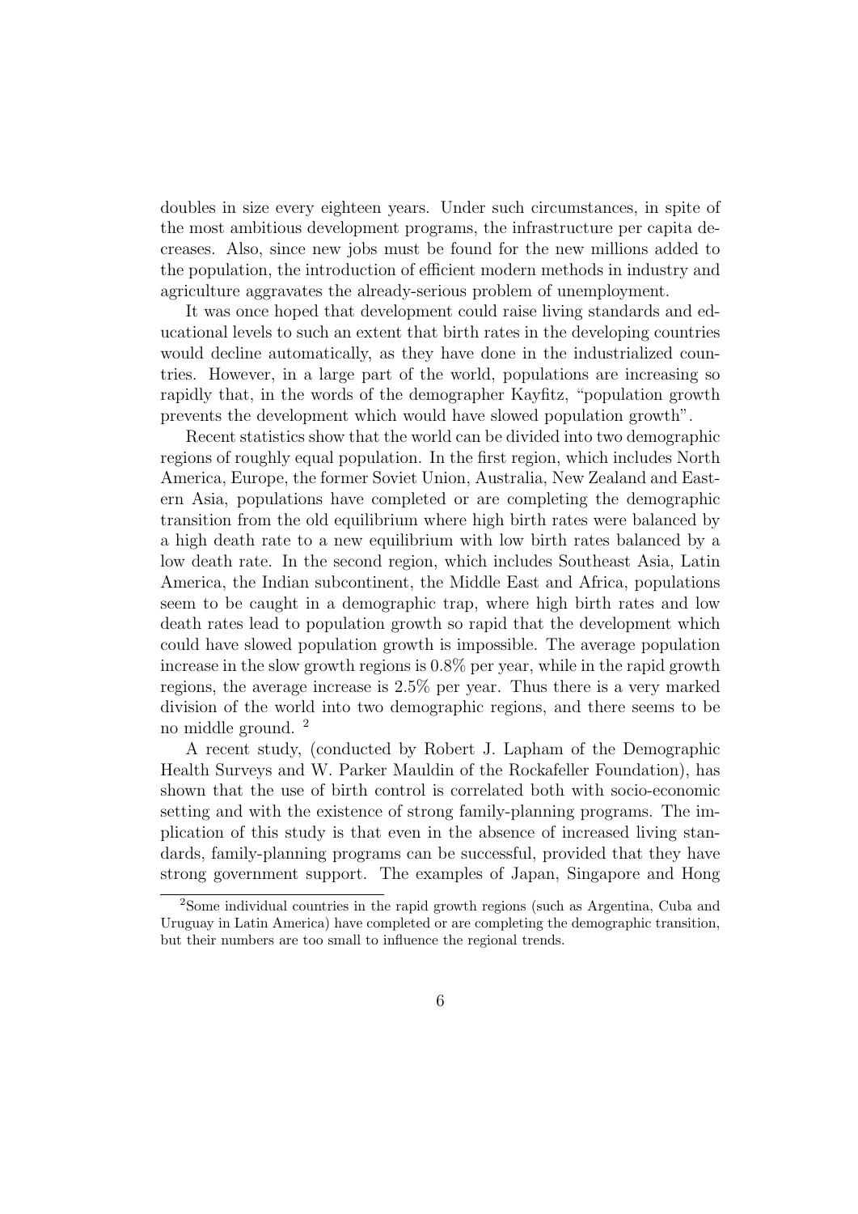doubles in size every eighteen years. Under such circumstances, in spite of the most ambitious development programs, the infrastructure per capita decreases. Also, since new jobs must be found for the new millions added to the population, the introduction of efficient modern methods in industry and agriculture aggravates the already-serious problem of unemployment.

It was once hoped that development could raise living standards and educational levels to such an extent that birth rates in the developing countries would decline automatically, as they have done in the industrialized countries. However, in a large part of the world, populations are increasing so rapidly that, in the words of the demographer Kayfitz, "population growth prevents the development which would have slowed population growth".

Recent statistics show that the world can be divided into two demographic regions of roughly equal population. In the first region, which includes North America, Europe, the former Soviet Union, Australia, New Zealand and Eastern Asia, populations have completed or are completing the demographic transition from the old equilibrium where high birth rates were balanced by a high death rate to a new equilibrium with low birth rates balanced by a low death rate. In the second region, which includes Southeast Asia, Latin America, the Indian subcontinent, the Middle East and Africa, populations seem to be caught in a demographic trap, where high birth rates and low death rates lead to population growth so rapid that the development which could have slowed population growth is impossible. The average population increase in the slow growth regions is 0.8% per year, while in the rapid growth regions, the average increase is 2.5% per year. Thus there is a very marked division of the world into two demographic regions, and there seems to be no middle ground. [2]

A recent study, (conducted by Robert J. Lapham of the Demographic Health Surveys and W. Parker Mauldin of the Rockafeller Foundation), has shown that the use of birth control is correlated both with socio-economic setting and with the existence of strong family-planning programs. The implication of this study is that even in the absence of increased living standards, family-planning programs can be successful, provided that they have strong government support. The examples of Japan, Singapore and Hong

[2] Some individual countries in the rapid growth regions (such as Argentina, Cuba and Uruguay in Latin America) have completed or are completing the demographic transition, but their numbers are too small to influence the regional trends.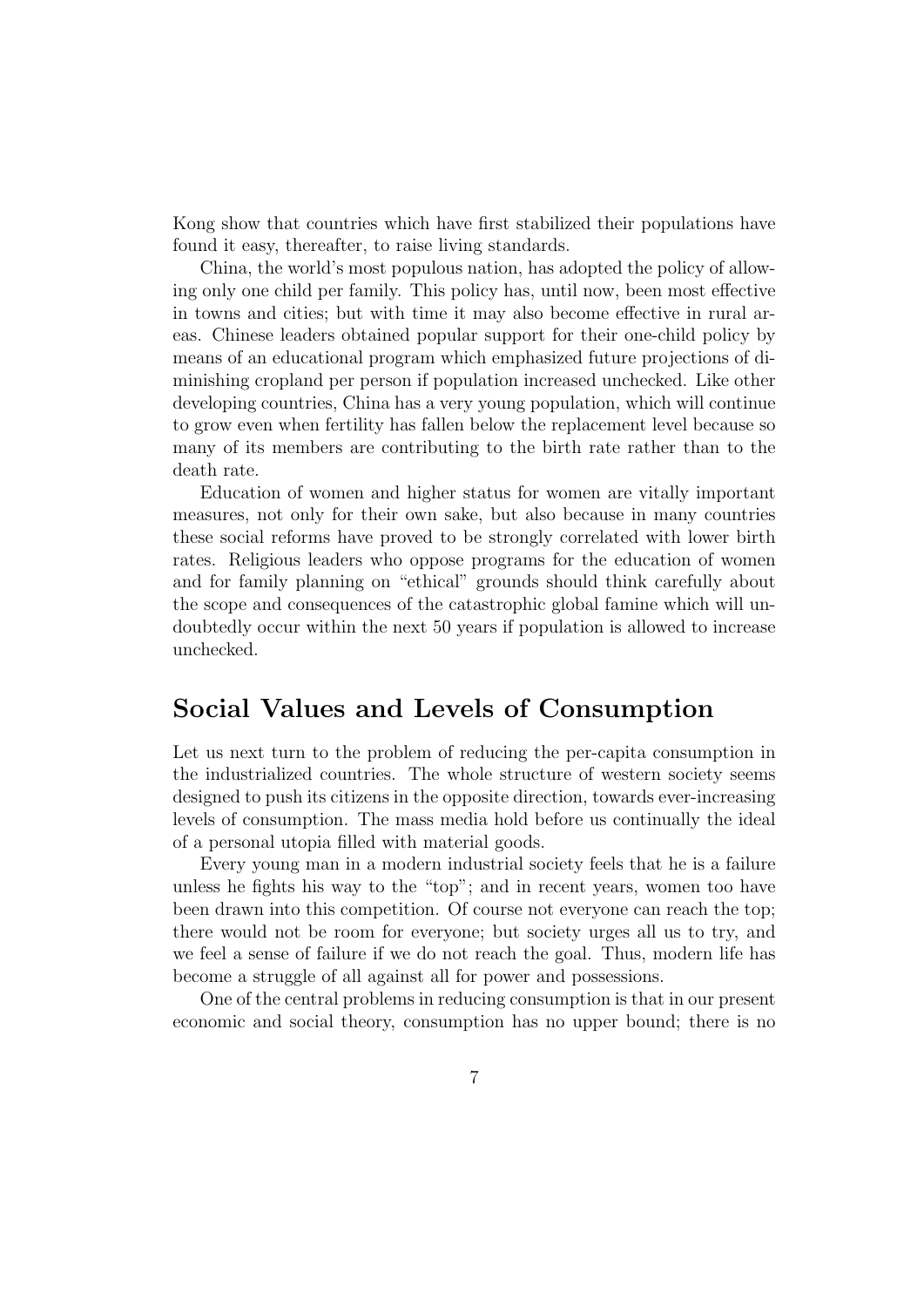Kong show that countries which have first stabilized their populations have found it easy, thereafter, to raise living standards.

China, the world's most populous nation, has adopted the policy of allowing only one child per family. This policy has, until now, been most effective in towns and cities; but with time it may also become effective in rural areas. Chinese leaders obtained popular support for their one-child policy by means of an educational program which emphasized future projections of diminishing cropland per person if population increased unchecked. Like other developing countries, China has a very young population, which will continue to grow even when fertility has fallen below the replacement level because so many of its members are contributing to the birth rate rather than to the death rate.

Education of women and higher status for women are vitally important measures, not only for their own sake, but also because in many countries these social reforms have proved to be strongly correlated with lower birth rates. Religious leaders who oppose programs for the education of women and for family planning on "ethical" grounds should think carefully about the scope and consequences of the catastrophic global famine which will undoubtedly occur within the next 50 years if population is allowed to increase unchecked.

## Social Values and Levels of Consumption

Let us next turn to the problem of reducing the per-capita consumption in the industrialized countries. The whole structure of western society seems designed to push its citizens in the opposite direction, towards ever-increasing levels of consumption. The mass media hold before us continually the ideal of a personal utopia filled with material goods.

Every young man in a modern industrial society feels that he is a failure unless he fights his way to the "top"; and in recent years, women too have been drawn into this competition. Of course not everyone can reach the top; there would not be room for everyone; but society urges all us to try, and we feel a sense of failure if we do not reach the goal. Thus, modern life has become a struggle of all against all for power and possessions.

One of the central problems in reducing consumption is that in our present economic and social theory, consumption has no upper bound; there is no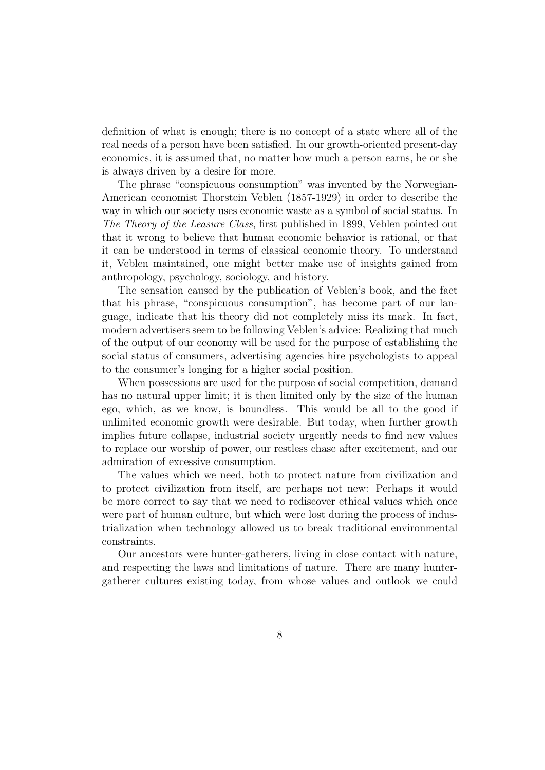definition of what is enough; there is no concept of a state where all of the real needs of a person have been satisfied. In our growth-oriented present-day economics, it is assumed that, no matter how much a person earns, he or she is always driven by a desire for more.

The phrase "conspicuous consumption" was invented by the Norwegian-American economist Thorstein Veblen (1857-1929) in order to describe the way in which our society uses economic waste as a symbol of social status. In *The Theory of the Leasure Class*, first published in 1899, Veblen pointed out that it wrong to believe that human economic behavior is rational, or that it can be understood in terms of classical economic theory. To understand it, Veblen maintained, one might better make use of insights gained from anthropology, psychology, sociology, and history.

The sensation caused by the publication of Veblen's book, and the fact that his phrase, "conspicuous consumption", has become part of our language, indicate that his theory did not completely miss its mark. In fact, modern advertisers seem to be following Veblen's advice: Realizing that much of the output of our economy will be used for the purpose of establishing the social status of consumers, advertising agencies hire psychologists to appeal to the consumer's longing for a higher social position.

When possessions are used for the purpose of social competition, demand has no natural upper limit; it is then limited only by the size of the human ego, which, as we know, is boundless. This would be all to the good if unlimited economic growth were desirable. But today, when further growth implies future collapse, industrial society urgently needs to find new values to replace our worship of power, our restless chase after excitement, and our admiration of excessive consumption.

The values which we need, both to protect nature from civilization and to protect civilization from itself, are perhaps not new: Perhaps it would be more correct to say that we need to rediscover ethical values which once were part of human culture, but which were lost during the process of industrialization when technology allowed us to break traditional environmental constraints.

Our ancestors were hunter-gatherers, living in close contact with nature, and respecting the laws and limitations of nature. There are many hunter-gatherer cultures existing today, from whose values and outlook we could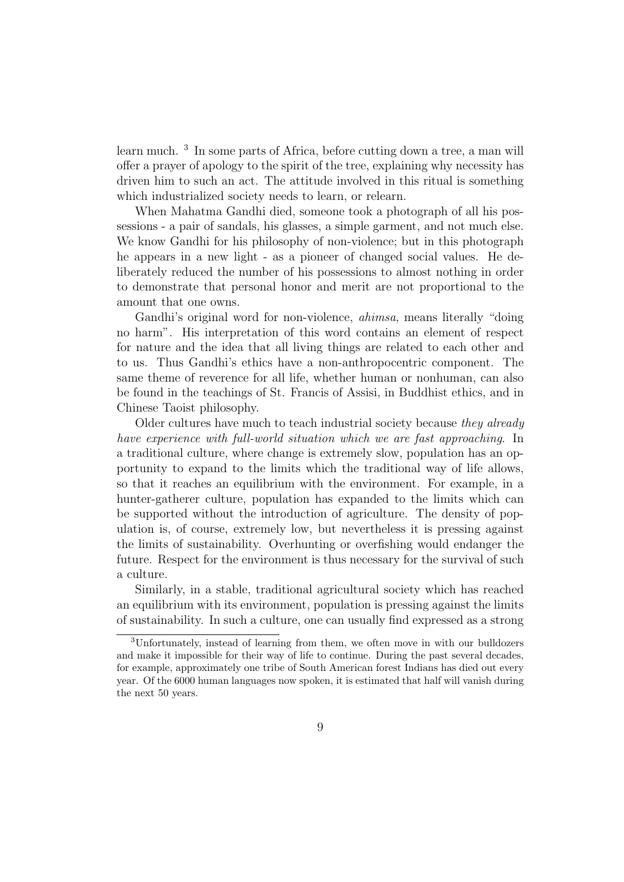learn much. [3] In some parts of Africa, before cutting down a tree, a man will offer a prayer of apology to the spirit of the tree, explaining why necessity has driven him to such an act. The attitude involved in this ritual is something which industrialized society needs to learn, or relearn.

When Mahatma Gandhi died, someone took a photograph of all his possessions - a pair of sandals, his glasses, a simple garment, and not much else. We know Gandhi for his philosophy of non-violence; but in this photograph he appears in a new light - as a pioneer of changed social values. He deliberately reduced the number of his possessions to almost nothing in order to demonstrate that personal honor and merit are not proportional to the amount that one owns.

Gandhi's original word for non-violence, *ahimsa*, means literally "doing no harm". His interpretation of this word contains an element of respect for nature and the idea that all living things are related to each other and to us. Thus Gandhi's ethics have a non-anthropocentric component. The same theme of reverence for all life, whether human or nonhuman, can also be found in the teachings of St. Francis of Assisi, in Buddhist ethics, and in Chinese Taoist philosophy.

Older cultures have much to teach industrial society because *they already have experience with full-world situation which we are fast approaching*. In a traditional culture, where change is extremely slow, population has an opportunity to expand to the limits which the traditional way of life allows, so that it reaches an equilibrium with the environment. For example, in a hunter-gatherer culture, population has expanded to the limits which can be supported without the introduction of agriculture. The density of population is, of course, extremely low, but nevertheless it is pressing against the limits of sustainability. Overhunting or overfishing would endanger the future. Respect for the environment is thus necessary for the survival of such a culture.

Similarly, in a stable, traditional agricultural society which has reached an equilibrium with its environment, population is pressing against the limits of sustainability. In such a culture, one can usually find expressed as a strong

[3] Unfortunately, instead of learning from them, we often move in with our bulldozers and make it impossible for their way of life to continue. During the past several decades, for example, approximately one tribe of South American forest Indians has died out every year. Of the 6000 human languages now spoken, it is estimated that half will vanish during the next 50 years.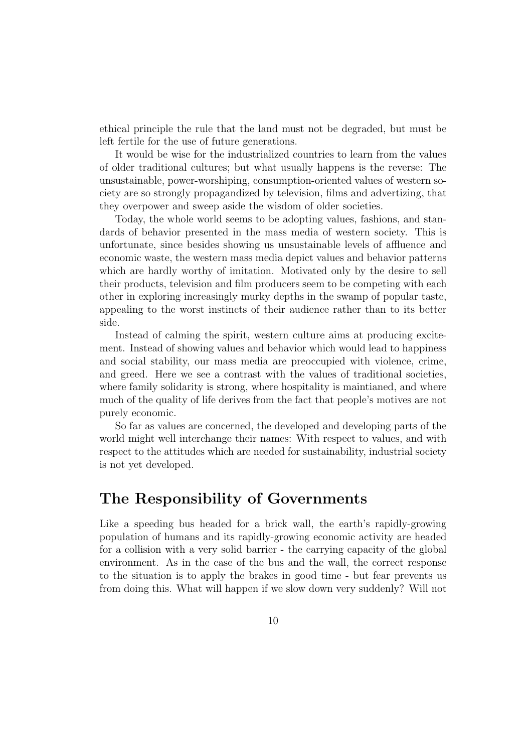ethical principle the rule that the land must not be degraded, but must be left fertile for the use of future generations.

It would be wise for the industrialized countries to learn from the values of older traditional cultures; but what usually happens is the reverse: The unsustainable, power-worshiping, consumption-oriented values of western society are so strongly propagandized by television, films and advertizing, that they overpower and sweep aside the wisdom of older societies.

Today, the whole world seems to be adopting values, fashions, and standards of behavior presented in the mass media of western society. This is unfortunate, since besides showing us unsustainable levels of affluence and economic waste, the western mass media depict values and behavior patterns which are hardly worthy of imitation. Motivated only by the desire to sell their products, television and film producers seem to be competing with each other in exploring increasingly murky depths in the swamp of popular taste, appealing to the worst instincts of their audience rather than to its better side.

Instead of calming the spirit, western culture aims at producing excitement. Instead of showing values and behavior which would lead to happiness and social stability, our mass media are preoccupied with violence, crime, and greed. Here we see a contrast with the values of traditional societies, where family solidarity is strong, where hospitality is maintianed, and where much of the quality of life derives from the fact that people's motives are not purely economic.

So far as values are concerned, the developed and developing parts of the world might well interchange their names: With respect to values, and with respect to the attitudes which are needed for sustainability, industrial society is not yet developed.

## The Responsibility of Governments

Like a speeding bus headed for a brick wall, the earth's rapidly-growing population of humans and its rapidly-growing economic activity are headed for a collision with a very solid barrier - the carrying capacity of the global environment. As in the case of the bus and the wall, the correct response to the situation is to apply the brakes in good time - but fear prevents us from doing this. What will happen if we slow down very suddenly? Will not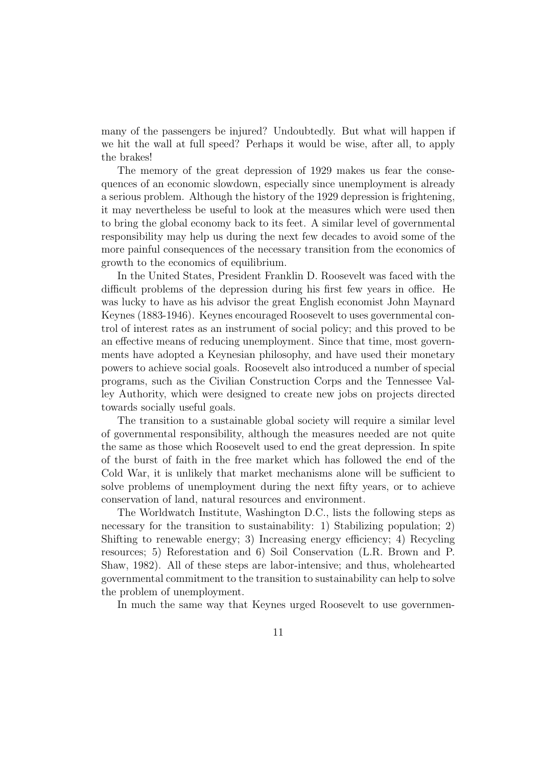many of the passengers be injured? Undoubtedly. But what will happen if we hit the wall at full speed? Perhaps it would be wise, after all, to apply the brakes!

The memory of the great depression of 1929 makes us fear the consequences of an economic slowdown, especially since unemployment is already a serious problem. Although the history of the 1929 depression is frightening, it may nevertheless be useful to look at the measures which were used then to bring the global economy back to its feet. A similar level of governmental responsibility may help us during the next few decades to avoid some of the more painful consequences of the necessary transition from the economics of growth to the economics of equilibrium.

In the United States, President Franklin D. Roosevelt was faced with the difficult problems of the depression during his first few years in office. He was lucky to have as his advisor the great English economist John Maynard Keynes (1883-1946). Keynes encouraged Roosevelt to uses governmental control of interest rates as an instrument of social policy; and this proved to be an effective means of reducing unemployment. Since that time, most governments have adopted a Keynesian philosophy, and have used their monetary powers to achieve social goals. Roosevelt also introduced a number of special programs, such as the Civilian Construction Corps and the Tennessee Valley Authority, which were designed to create new jobs on projects directed towards socially useful goals.

The transition to a sustainable global society will require a similar level of governmental responsibility, although the measures needed are not quite the same as those which Roosevelt used to end the great depression. In spite of the burst of faith in the free market which has followed the end of the Cold War, it is unlikely that market mechanisms alone will be sufficient to solve problems of unemployment during the next fifty years, or to achieve conservation of land, natural resources and environment.

The Worldwatch Institute, Washington D.C., lists the following steps as necessary for the transition to sustainability: 1) Stabilizing population; 2) Shifting to renewable energy; 3) Increasing energy efficiency; 4) Recycling resources; 5) Reforestation and 6) Soil Conservation (L.R. Brown and P. Shaw, 1982). All of these steps are labor-intensive; and thus, wholehearted governmental commitment to the transition to sustainability can help to solve the problem of unemployment.

In much the same way that Keynes urged Roosevelt to use governmen-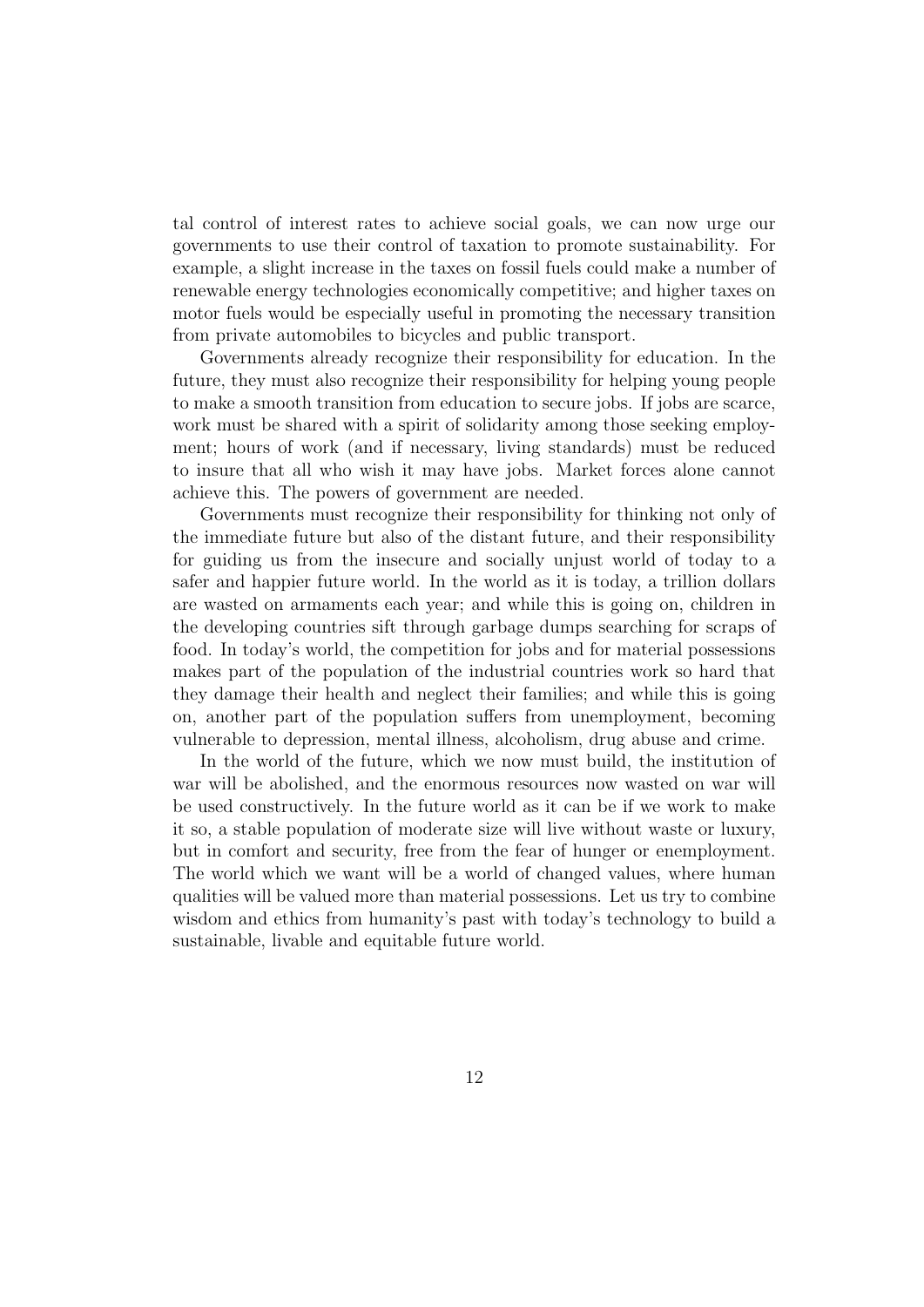tal control of interest rates to achieve social goals, we can now urge our governments to use their control of taxation to promote sustainability. For example, a slight increase in the taxes on fossil fuels could make a number of renewable energy technologies economically competitive; and higher taxes on motor fuels would be especially useful in promoting the necessary transition from private automobiles to bicycles and public transport.

Governments already recognize their responsibility for education. In the future, they must also recognize their responsibility for helping young people to make a smooth transition from education to secure jobs. If jobs are scarce, work must be shared with a spirit of solidarity among those seeking employment; hours of work (and if necessary, living standards) must be reduced to insure that all who wish it may have jobs. Market forces alone cannot achieve this. The powers of government are needed.

Governments must recognize their responsibility for thinking not only of the immediate future but also of the distant future, and their responsibility for guiding us from the insecure and socially unjust world of today to a safer and happier future world. In the world as it is today, a trillion dollars are wasted on armaments each year; and while this is going on, children in the developing countries sift through garbage dumps searching for scraps of food. In today's world, the competition for jobs and for material possessions makes part of the population of the industrial countries work so hard that they damage their health and neglect their families; and while this is going on, another part of the population suffers from unemployment, becoming vulnerable to depression, mental illness, alcoholism, drug abuse and crime.

In the world of the future, which we now must build, the institution of war will be abolished, and the enormous resources now wasted on war will be used constructively. In the future world as it can be if we work to make it so, a stable population of moderate size will live without waste or luxury, but in comfort and security, free from the fear of hunger or enemployment. The world which we want will be a world of changed values, where human qualities will be valued more than material possessions. Let us try to combine wisdom and ethics from humanity's past with today's technology to build a sustainable, livable and equitable future world.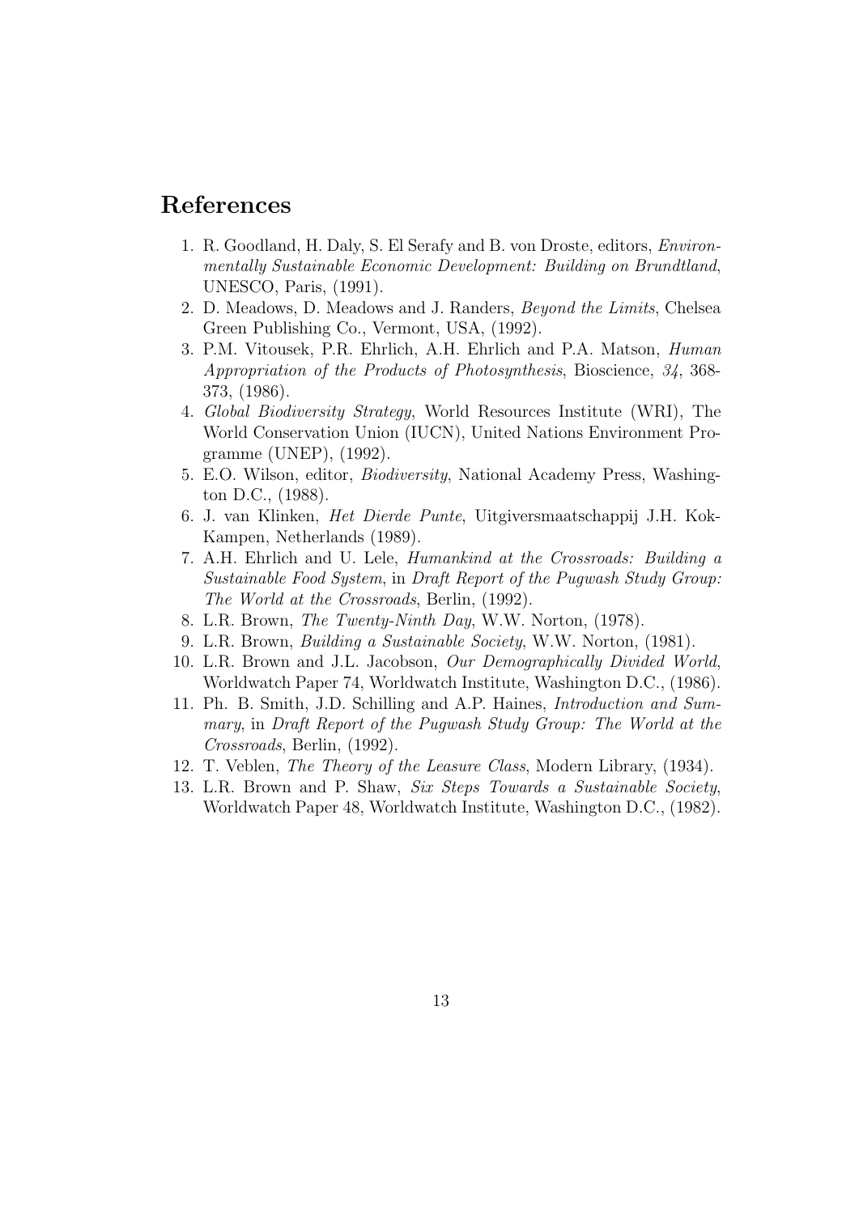## References

1. R. Goodland, H. Daly, S. El Serafy and B. von Droste, editors, *Environmentally Sustainable Economic Development: Building on Brundtland*, UNESCO, Paris, (1991).
2. D. Meadows, D. Meadows and J. Randers, *Beyond the Limits*, Chelsea Green Publishing Co., Vermont, USA, (1992).
3. P.M. Vitousek, P.R. Ehrlich, A.H. Ehrlich and P.A. Matson, *Human Appropriation of the Products of Photosynthesis*, Bioscience, *34*, 368-373, (1986).
4. *Global Biodiversity Strategy*, World Resources Institute (WRI), The World Conservation Union (IUCN), United Nations Environment Programme (UNEP), (1992).
5. E.O. Wilson, editor, *Biodiversity*, National Academy Press, Washington D.C., (1988).
6. J. van Klinken, *Het Dierde Punte*, Uitgiversmaatschappij J.H. Kok-Kampen, Netherlands (1989).
7. A.H. Ehrlich and U. Lele, *Humankind at the Crossroads: Building a Sustainable Food System*, in *Draft Report of the Pugwash Study Group: The World at the Crossroads*, Berlin, (1992).
8. L.R. Brown, *The Twenty-Ninth Day*, W.W. Norton, (1978).
9. L.R. Brown, *Building a Sustainable Society*, W.W. Norton, (1981).
10. L.R. Brown and J.L. Jacobson, *Our Demographically Divided World*, Worldwatch Paper 74, Worldwatch Institute, Washington D.C., (1986).
11. Ph. B. Smith, J.D. Schilling and A.P. Haines, *Introduction and Summary*, in *Draft Report of the Pugwash Study Group: The World at the Crossroads*, Berlin, (1992).
12. T. Veblen, *The Theory of the Leasure Class*, Modern Library, (1934).
13. L.R. Brown and P. Shaw, *Six Steps Towards a Sustainable Society*, Worldwatch Paper 48, Worldwatch Institute, Washington D.C., (1982).